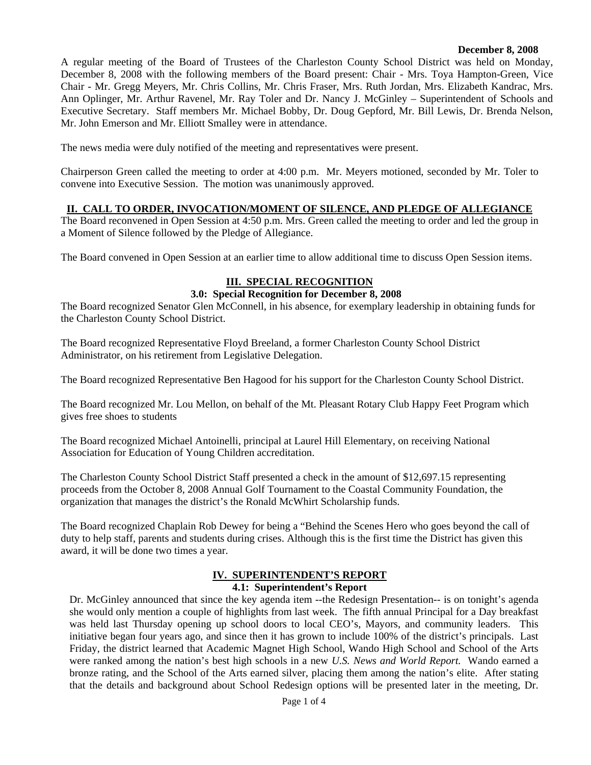**December 8, 2008**

A regular meeting of the Board of Trustees of the Charleston County School District was held on Monday, December 8, 2008 with the following members of the Board present: Chair - Mrs. Toya Hampton-Green, Vice Chair - Mr. Gregg Meyers, Mr. Chris Collins, Mr. Chris Fraser, Mrs. Ruth Jordan, Mrs. Elizabeth Kandrac, Mrs. Ann Oplinger, Mr. Arthur Ravenel, Mr. Ray Toler and Dr. Nancy J. McGinley – Superintendent of Schools and Executive Secretary. Staff members Mr. Michael Bobby, Dr. Doug Gepford, Mr. Bill Lewis, Dr. Brenda Nelson, Mr. John Emerson and Mr. Elliott Smalley were in attendance.

The news media were duly notified of the meeting and representatives were present.

Chairperson Green called the meeting to order at 4:00 p.m. Mr. Meyers motioned, seconded by Mr. Toler to convene into Executive Session. The motion was unanimously approved.

## II. CALL TO ORDER, INVOCATION/MOMENT OF SILENCE, AND PLEDGE OF ALLEGIANCE

The Board reconvened in Open Session at 4:50 p.m. Mrs. Green called the meeting to order and led the group in a Moment of Silence followed by the Pledge of Allegiance.

The Board convened in Open Session at an earlier time to allow additional time to discuss Open Session items.

## III. SPECIAL RECOGNITION

### 3.0: Special Recognition for December 8, 2008

The Board recognized Senator Glen McConnell, in his absence, for exemplary leadership in obtaining funds for the Charleston County School District.

The Board recognized Representative Floyd Breeland, a former Charleston County School District Administrator, on his retirement from Legislative Delegation.

The Board recognized Representative Ben Hagood for his support for the Charleston County School District.

The Board recognized Mr. Lou Mellon, on behalf of the Mt. Pleasant Rotary Club Happy Feet Program which gives free shoes to students

The Board recognized Michael Antoinelli, principal at Laurel Hill Elementary, on receiving National Association for Education of Young Children accreditation.

The Charleston County School District Staff presented a check in the amount of $12,697.15 representing proceeds from the October 8, 2008 Annual Golf Tournament to the Coastal Community Foundation, the organization that manages the district's the Ronald McWhirt Scholarship funds.

The Board recognized Chaplain Rob Dewey for being a "Behind the Scenes Hero who goes beyond the call of duty to help staff, parents and students during crises. Although this is the first time the District has given this award, it will be done two times a year.

## IV. SUPERINTENDENT'S REPORT

### 4.1: Superintendent's Report

Dr. McGinley announced that since the key agenda item --the Redesign Presentation-- is on tonight's agenda she would only mention a couple of highlights from last week. The fifth annual Principal for a Day breakfast was held last Thursday opening up school doors to local CEO's, Mayors, and community leaders. This initiative began four years ago, and since then it has grown to include 100% of the district's principals. Last Friday, the district learned that Academic Magnet High School, Wando High School and School of the Arts were ranked among the nation's best high schools in a new *U.S. News and World Report.* Wando earned a bronze rating, and the School of the Arts earned silver, placing them among the nation's elite. After stating that the details and background about School Redesign options will be presented later in the meeting, Dr.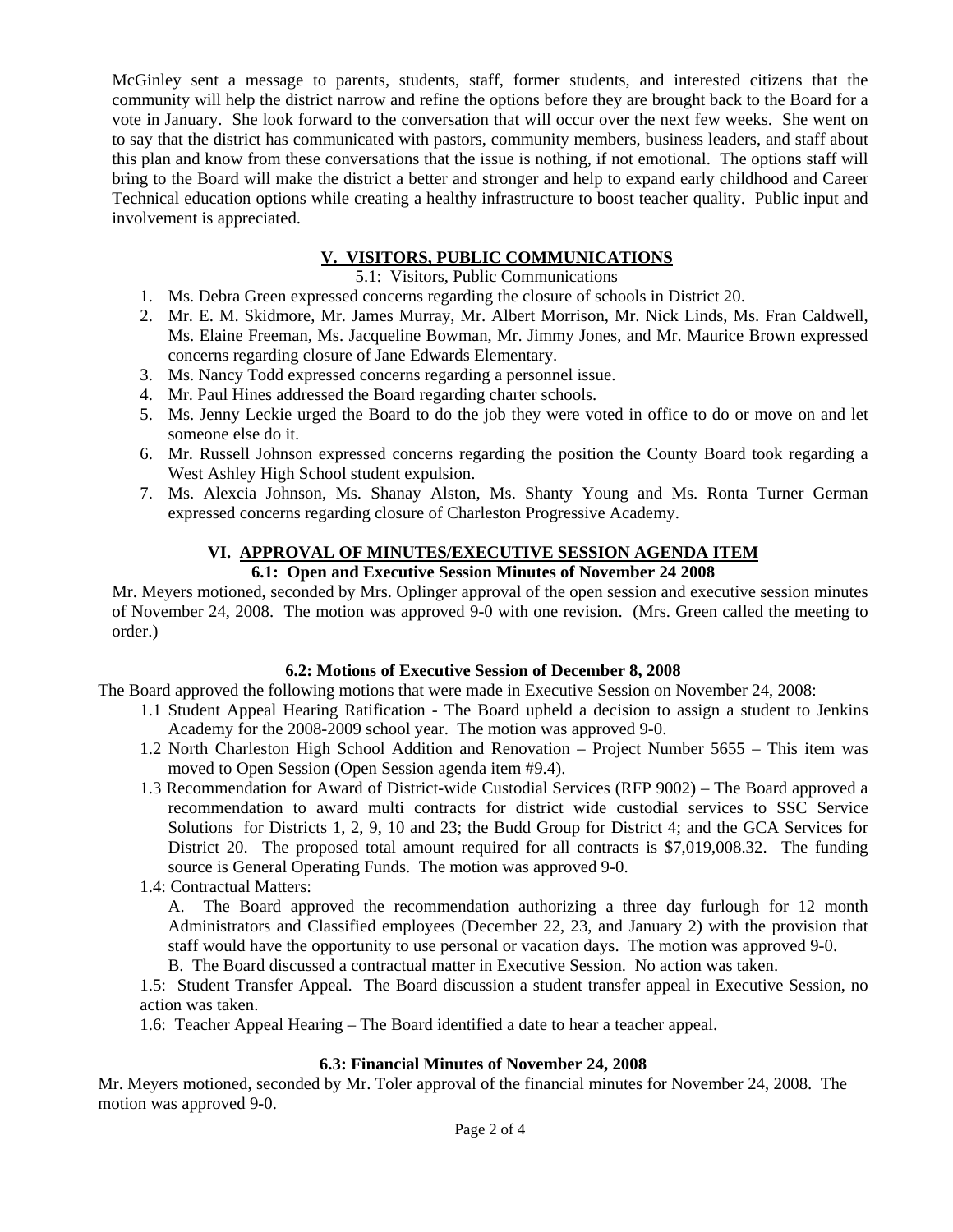McGinley sent a message to parents, students, staff, former students, and interested citizens that the community will help the district narrow and refine the options before they are brought back to the Board for a vote in January. She look forward to the conversation that will occur over the next few weeks. She went on to say that the district has communicated with pastors, community members, business leaders, and staff about this plan and know from these conversations that the issue is nothing, if not emotional. The options staff will bring to the Board will make the district a better and stronger and help to expand early childhood and Career Technical education options while creating a healthy infrastructure to boost teacher quality. Public input and involvement is appreciated.

## V. VISITORS, PUBLIC COMMUNICATIONS

5.1: Visitors, Public Communications

1. Ms. Debra Green expressed concerns regarding the closure of schools in District 20.
2. Mr. E. M. Skidmore, Mr. James Murray, Mr. Albert Morrison, Mr. Nick Linds, Ms. Fran Caldwell, Ms. Elaine Freeman, Ms. Jacqueline Bowman, Mr. Jimmy Jones, and Mr. Maurice Brown expressed concerns regarding closure of Jane Edwards Elementary.
3. Ms. Nancy Todd expressed concerns regarding a personnel issue.
4. Mr. Paul Hines addressed the Board regarding charter schools.
5. Ms. Jenny Leckie urged the Board to do the job they were voted in office to do or move on and let someone else do it.
6. Mr. Russell Johnson expressed concerns regarding the position the County Board took regarding a West Ashley High School student expulsion.
7. Ms. Alexcia Johnson, Ms. Shanay Alston, Ms. Shanty Young and Ms. Ronta Turner German expressed concerns regarding closure of Charleston Progressive Academy.

## VI. APPROVAL OF MINUTES/EXECUTIVE SESSION AGENDA ITEM

### 6.1: Open and Executive Session Minutes of November 24 2008

Mr. Meyers motioned, seconded by Mrs. Oplinger approval of the open session and executive session minutes of November 24, 2008. The motion was approved 9-0 with one revision. (Mrs. Green called the meeting to order.)

### 6.2: Motions of Executive Session of December 8, 2008

The Board approved the following motions that were made in Executive Session on November 24, 2008:

1.1 Student Appeal Hearing Ratification - The Board upheld a decision to assign a student to Jenkins Academy for the 2008-2009 school year. The motion was approved 9-0.

1.2 North Charleston High School Addition and Renovation – Project Number 5655 – This item was moved to Open Session (Open Session agenda item #9.4).

1.3 Recommendation for Award of District-wide Custodial Services (RFP 9002) – The Board approved a recommendation to award multi contracts for district wide custodial services to SSC Service Solutions for Districts 1, 2, 9, 10 and 23; the Budd Group for District 4; and the GCA Services for District 20. The proposed total amount required for all contracts is $7,019,008.32. The funding source is General Operating Funds. The motion was approved 9-0.

1.4: Contractual Matters:

A. The Board approved the recommendation authorizing a three day furlough for 12 month Administrators and Classified employees (December 22, 23, and January 2) with the provision that staff would have the opportunity to use personal or vacation days. The motion was approved 9-0.

B. The Board discussed a contractual matter in Executive Session. No action was taken.

1.5: Student Transfer Appeal. The Board discussion a student transfer appeal in Executive Session, no action was taken.

1.6: Teacher Appeal Hearing – The Board identified a date to hear a teacher appeal.

### 6.3: Financial Minutes of November 24, 2008

Mr. Meyers motioned, seconded by Mr. Toler approval of the financial minutes for November 24, 2008. The motion was approved 9-0.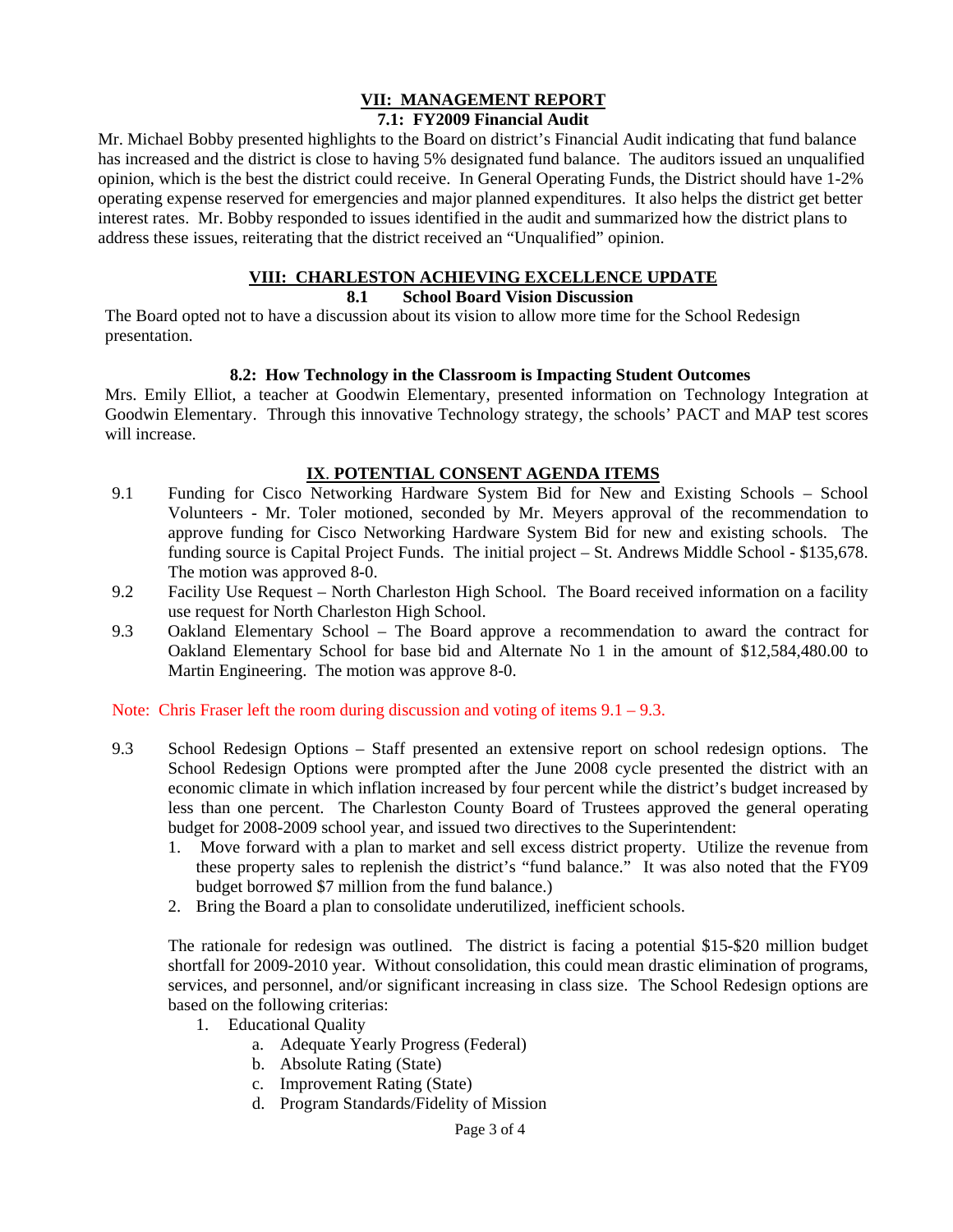## VII: MANAGEMENT REPORT

### 7.1: FY2009 Financial Audit

Mr. Michael Bobby presented highlights to the Board on district's Financial Audit indicating that fund balance has increased and the district is close to having 5% designated fund balance. The auditors issued an unqualified opinion, which is the best the district could receive. In General Operating Funds, the District should have 1-2% operating expense reserved for emergencies and major planned expenditures. It also helps the district get better interest rates. Mr. Bobby responded to issues identified in the audit and summarized how the district plans to address these issues, reiterating that the district received an "Unqualified" opinion.

## VIII: CHARLESTON ACHIEVING EXCELLENCE UPDATE

### 8.1 School Board Vision Discussion

The Board opted not to have a discussion about its vision to allow more time for the School Redesign presentation.

### 8.2: How Technology in the Classroom is Impacting Student Outcomes

Mrs. Emily Elliot, a teacher at Goodwin Elementary, presented information on Technology Integration at Goodwin Elementary. Through this innovative Technology strategy, the schools' PACT and MAP test scores will increase.

## IX. POTENTIAL CONSENT AGENDA ITEMS

9.1 Funding for Cisco Networking Hardware System Bid for New and Existing Schools – School Volunteers - Mr. Toler motioned, seconded by Mr. Meyers approval of the recommendation to approve funding for Cisco Networking Hardware System Bid for new and existing schools. The funding source is Capital Project Funds. The initial project – St. Andrews Middle School - $135,678. The motion was approved 8-0.

9.2 Facility Use Request – North Charleston High School. The Board received information on a facility use request for North Charleston High School.

9.3 Oakland Elementary School – The Board approve a recommendation to award the contract for Oakland Elementary School for base bid and Alternate No 1 in the amount of $12,584,480.00 to Martin Engineering. The motion was approve 8-0.

Note: Chris Fraser left the room during discussion and voting of items 9.1 – 9.3.

9.3 School Redesign Options – Staff presented an extensive report on school redesign options. The School Redesign Options were prompted after the June 2008 cycle presented the district with an economic climate in which inflation increased by four percent while the district's budget increased by less than one percent. The Charleston County Board of Trustees approved the general operating budget for 2008-2009 school year, and issued two directives to the Superintendent:

1. Move forward with a plan to market and sell excess district property. Utilize the revenue from these property sales to replenish the district's "fund balance." It was also noted that the FY09 budget borrowed $7 million from the fund balance.)
2. Bring the Board a plan to consolidate underutilized, inefficient schools.

The rationale for redesign was outlined. The district is facing a potential $15-$20 million budget shortfall for 2009-2010 year. Without consolidation, this could mean drastic elimination of programs, services, and personnel, and/or significant increasing in class size. The School Redesign options are based on the following criterias:

1. Educational Quality
   a. Adequate Yearly Progress (Federal)
   b. Absolute Rating (State)
   c. Improvement Rating (State)
   d. Program Standards/Fidelity of Mission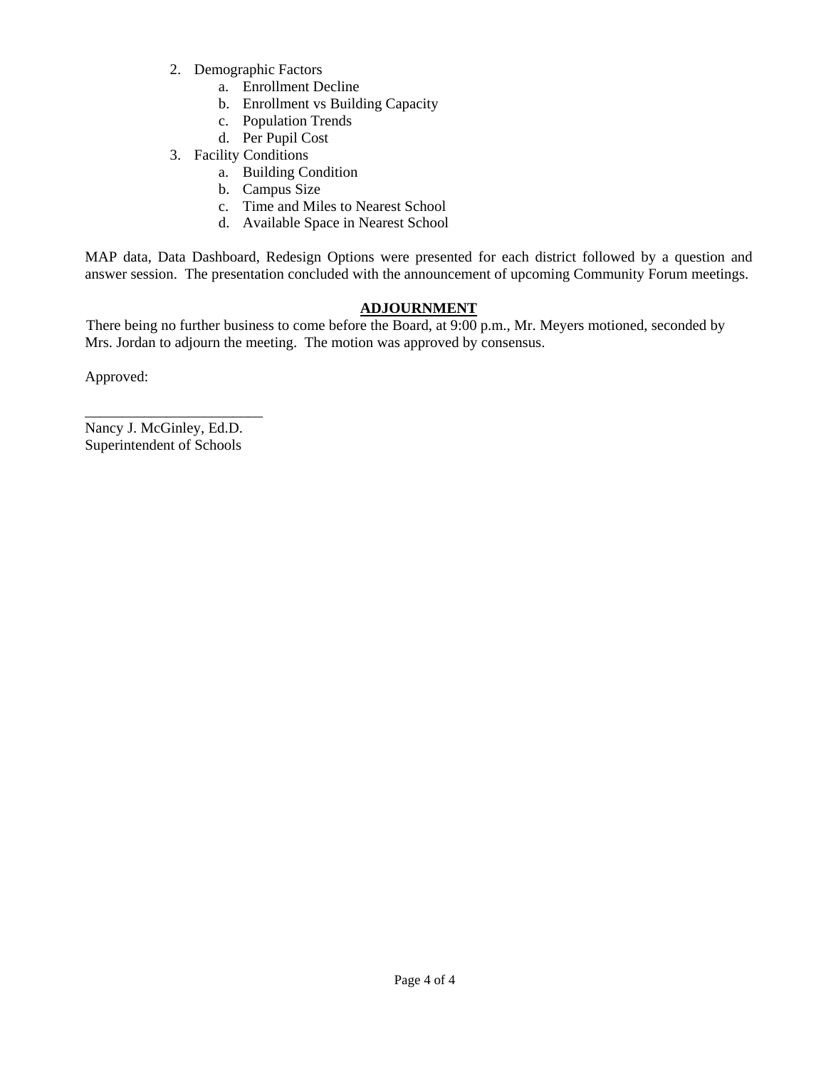2. Demographic Factors
   a. Enrollment Decline
   b. Enrollment vs Building Capacity
   c. Population Trends
   d. Per Pupil Cost
3. Facility Conditions
   a. Building Condition
   b. Campus Size
   c. Time and Miles to Nearest School
   d. Available Space in Nearest School

MAP data, Data Dashboard, Redesign Options were presented for each district followed by a question and answer session. The presentation concluded with the announcement of upcoming Community Forum meetings.

## ADJOURNMENT

There being no further business to come before the Board, at 9:00 p.m., Mr. Meyers motioned, seconded by Mrs. Jordan to adjourn the meeting. The motion was approved by consensus.

Approved:

\_\_\_\_\_\_\_\_\_\_\_\_\_\_\_\_\_\_\_\_\_\_\_\_

Nancy J. McGinley, Ed.D.
Superintendent of Schools